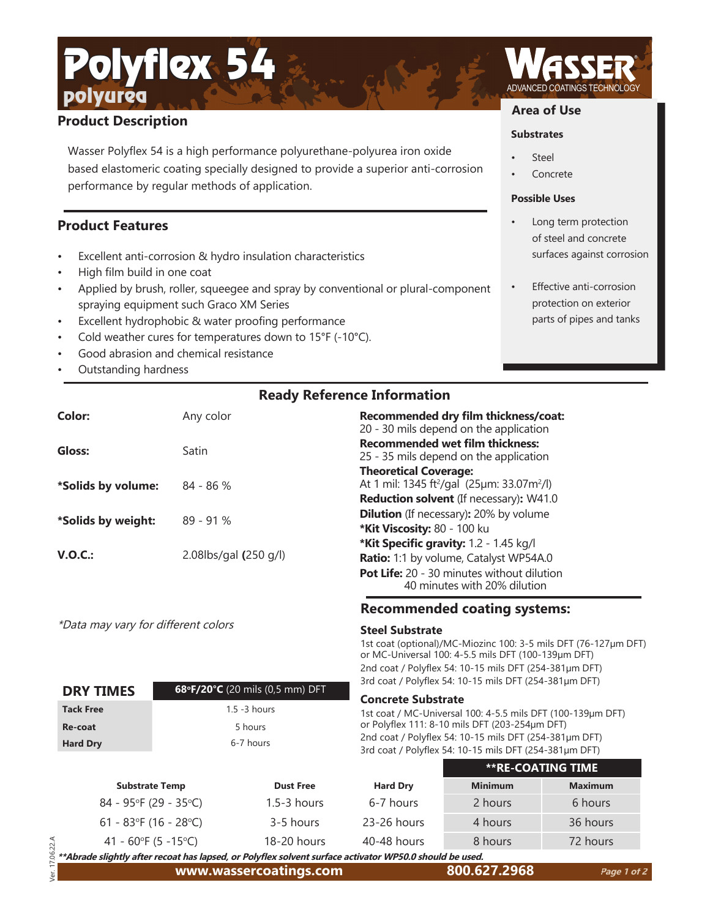# Polyflex 54

## polyurea

WASSER ADVANCED COATINGS TECHNOLOGY

## Product Description

Wasser Polyflex 54 is a high performance polyurethane-polyurea iron oxide based elastomeric coating specially designed to provide a superior anti-corrosion performance by regular methods of application.

## Product Features

- Excellent anti-corrosion & hydro insulation characteristics
- High film build in one coat
- Applied by brush, roller, squeegee and spray by conventional or plural-component spraying equipment such Graco XM Series
- Excellent hydrophobic & water proofing performance
- Cold weather cures for temperatures down to 15°F (-10°C).
- Good abrasion and chemical resistance
- Outstanding hardness

## Area of Use

### Substrates

- Steel
- Concrete

### Possible Uses

- Long term protection of steel and concrete surfaces against corrosion
- Effective anti-corrosion protection on exterior parts of pipes and tanks

## Ready Reference Information

| | |
|---|---|
| **Color:** | Any color |
| **Gloss:** | Satin |
| ***Solids by volume:** | 84 - 86 % |
| ***Solids by weight:** | 89 - 91 % |
| **V.O.C.:** | 2.08lbs/gal **(**250 g/l) |

*Data may vary for different colors

**Recommended dry film thickness/coat:** 20 - 30 mils depend on the application
**Recommended wet film thickness:** 25 - 35 mils depend on the application
**Theoretical Coverage:** At 1 mil: 1345 ft²/gal (25µm: 33.07m²/l)
**Reduction solvent** (If necessary)**:** W41.0
**Dilution** (If necessary)**:** 20% by volume
***Kit Viscosity:** 80 - 100 ku
***Kit Specific gravity:** 1.2 - 1.45 kg/l
**Ratio:** 1:1 by volume, Catalyst WP54A.0
**Pot Life:** 20 - 30 minutes without dilution
40 minutes with 20% dilution

## Recommended coating systems:

### Steel Substrate

1st coat (optional)/MC-Miozinc 100: 3-5 mils DFT (76-127µm DFT) or MC-Universal 100: 4-5.5 mils DFT (100-139µm DFT)
2nd coat / Polyflex 54: 10-15 mils DFT (254-381µm DFT)
3rd coat / Polyflex 54: 10-15 mils DFT (254-381µm DFT)

### Concrete Substrate

1st coat / MC-Universal 100: 4-5.5 mils DFT (100-139µm DFT) or Polyflex 111: 8-10 mils DFT (203-254µm DFT)
2nd coat / Polyflex 54: 10-15 mils DFT (254-381µm DFT)
3rd coat / Polyflex 54: 10-15 mils DFT (254-381µm DFT)

| DRY TIMES | **68°F/20°C** (20 mils (0,5 mm) DFT |
|---|---|
| **Tack Free** | 1.5 -3 hours |
| **Re-coat** | 5 hours |
| **Hard Dry** | 6-7 hours |

| Substrate Temp | Dust Free | Hard Dry | **RE-COATING TIME Minimum | Maximum |
|---|---|---|---|---|
| 84 - 95°F (29 - 35°C) | 1.5-3 hours | 6-7 hours | 2 hours | 6 hours |
| 61 - 83°F (16 - 28°C) | 3-5 hours | 23-26 hours | 4 hours | 36 hours |
| 41 - 60°F (5 -15°C) | 18-20 hours | 40-48 hours | 8 hours | 72 hours |

***\*\*Abrade slightly after recoat has lapsed, or Polyflex solvent surface activator WP50.0 should be used.***

Ver. 17.06.22.A

www.wassercoatings.com 800.627.2968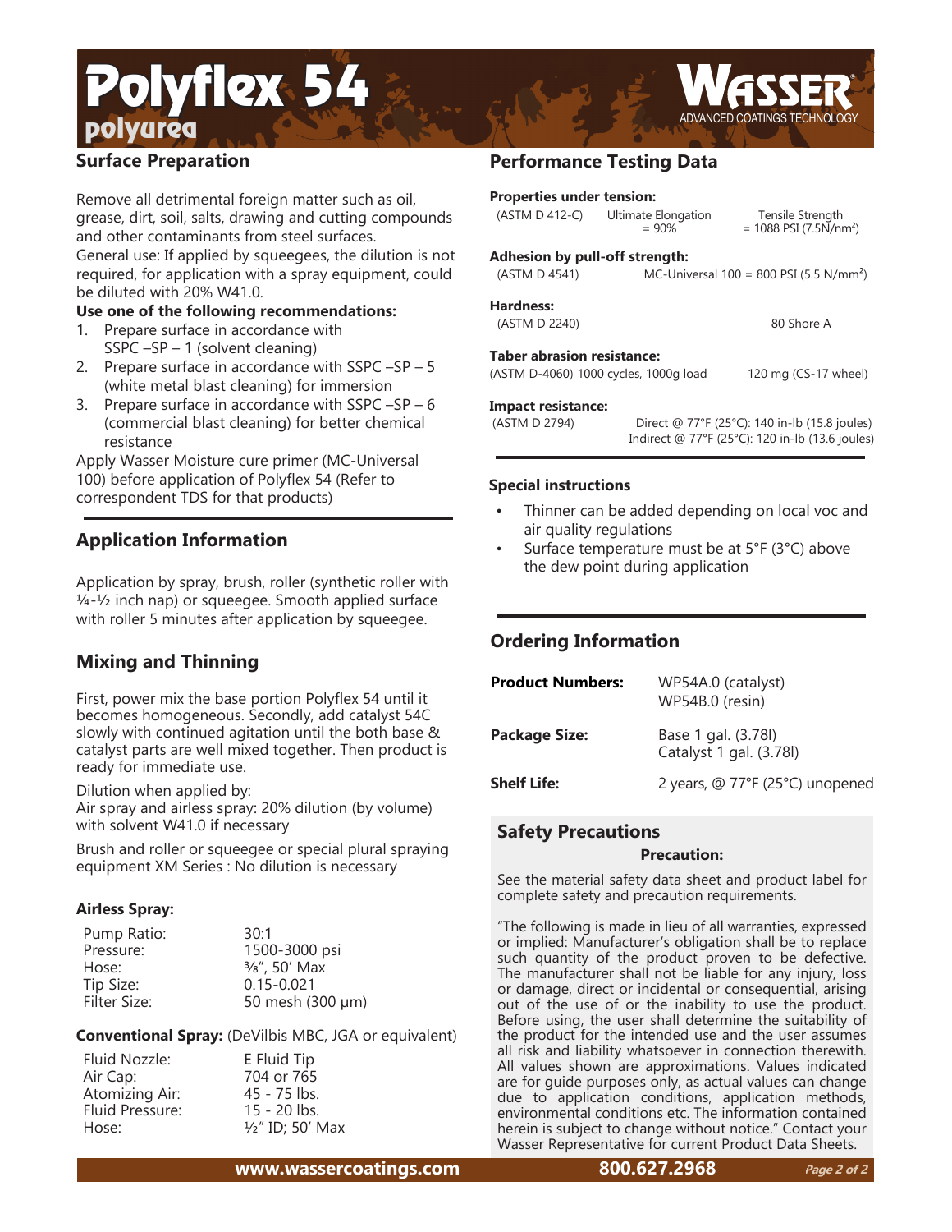# Polyflex 54

## polyurea

WASSER ADVANCED COATINGS TECHNOLOGY

## Surface Preparation

Remove all detrimental foreign matter such as oil, grease, dirt, soil, salts, drawing and cutting compounds and other contaminants from steel surfaces.
General use: If applied by squeegees, the dilution is not required, for application with a spray equipment, could be diluted with 20% W41.0.

**Use one of the following recommendations:**

1. Prepare surface in accordance with SSPC –SP – 1 (solvent cleaning)
2. Prepare surface in accordance with SSPC –SP – 5 (white metal blast cleaning) for immersion
3. Prepare surface in accordance with SSPC –SP – 6 (commercial blast cleaning) for better chemical resistance

Apply Wasser Moisture cure primer (MC-Universal 100) before application of Polyflex 54 (Refer to correspondent TDS for that products)

## Application Information

Application by spray, brush, roller (synthetic roller with ¼-½ inch nap) or squeegee. Smooth applied surface with roller 5 minutes after application by squeegee.

## Mixing and Thinning

First, power mix the base portion Polyflex 54 until it becomes homogeneous. Secondly, add catalyst 54C slowly with continued agitation until the both base & catalyst parts are well mixed together. Then product is ready for immediate use.

Dilution when applied by:
Air spray and airless spray: 20% dilution (by volume) with solvent W41.0 if necessary

Brush and roller or squeegee or special plural spraying equipment XM Series : No dilution is necessary

**Airless Spray:**

| | |
|---|---|
| Pump Ratio: | 30:1 |
| Pressure: | 1500-3000 psi |
| Hose: | ⅜", 50' Max |
| Tip Size: | 0.15-0.021 |
| Filter Size: | 50 mesh (300 μm) |

**Conventional Spray:** (DeVilbis MBC, JGA or equivalent)

| | |
|---|---|
| Fluid Nozzle: | E Fluid Tip |
| Air Cap: | 704 or 765 |
| Atomizing Air: | 45 - 75 lbs. |
| Fluid Pressure: | 15 - 20 lbs. |
| Hose: | ½" ID; 50' Max |

## Performance Testing Data

**Properties under tension:**

| | | |
|---|---|---|
| (ASTM D 412-C) | Ultimate Elongation = 90% | Tensile Strength = 1088 PSI (7.5N/nm$^2$) |

**Adhesion by pull-off strength:**

(ASTM D 4541) MC-Universal 100 = 800 PSI (5.5 N/mm$^2$)

**Hardness:**

(ASTM D 2240) 80 Shore A

**Taber abrasion resistance:**

(ASTM D-4060) 1000 cycles, 1000g load 120 mg (CS-17 wheel)

**Impact resistance:**

(ASTM D 2794) Direct @ 77°F (25°C): 140 in-lb (15.8 joules)
Indirect @ 77°F (25°C): 120 in-lb (13.6 joules)

### Special instructions

- Thinner can be added depending on local voc and air quality regulations
- Surface temperature must be at 5°F (3°C) above the dew point during application

## Ordering Information

| | |
|---|---|
| **Product Numbers:** | WP54A.0 (catalyst)<br>WP54B.0 (resin) |
| **Package Size:** | Base 1 gal. (3.78l)<br>Catalyst 1 gal. (3.78l) |
| **Shelf Life:** | 2 years, @ 77°F (25°C) unopened |

## Safety Precautions

**Precaution:**

See the material safety data sheet and product label for complete safety and precaution requirements.

"The following is made in lieu of all warranties, expressed or implied: Manufacturer's obligation shall be to replace such quantity of the product proven to be defective. The manufacturer shall not be liable for any injury, loss or damage, direct or incidental or consequential, arising out of the use of or the inability to use the product. Before using, the user shall determine the suitability of the product for the intended use and the user assumes all risk and liability whatsoever in connection therewith. All values shown are approximations. Values indicated are for guide purposes only, as actual values can change due to application conditions, application methods, environmental conditions etc. The information contained herein is subject to change without notice." Contact your Wasser Representative for current Product Data Sheets.

www.wassercoatings.com 800.627.2968